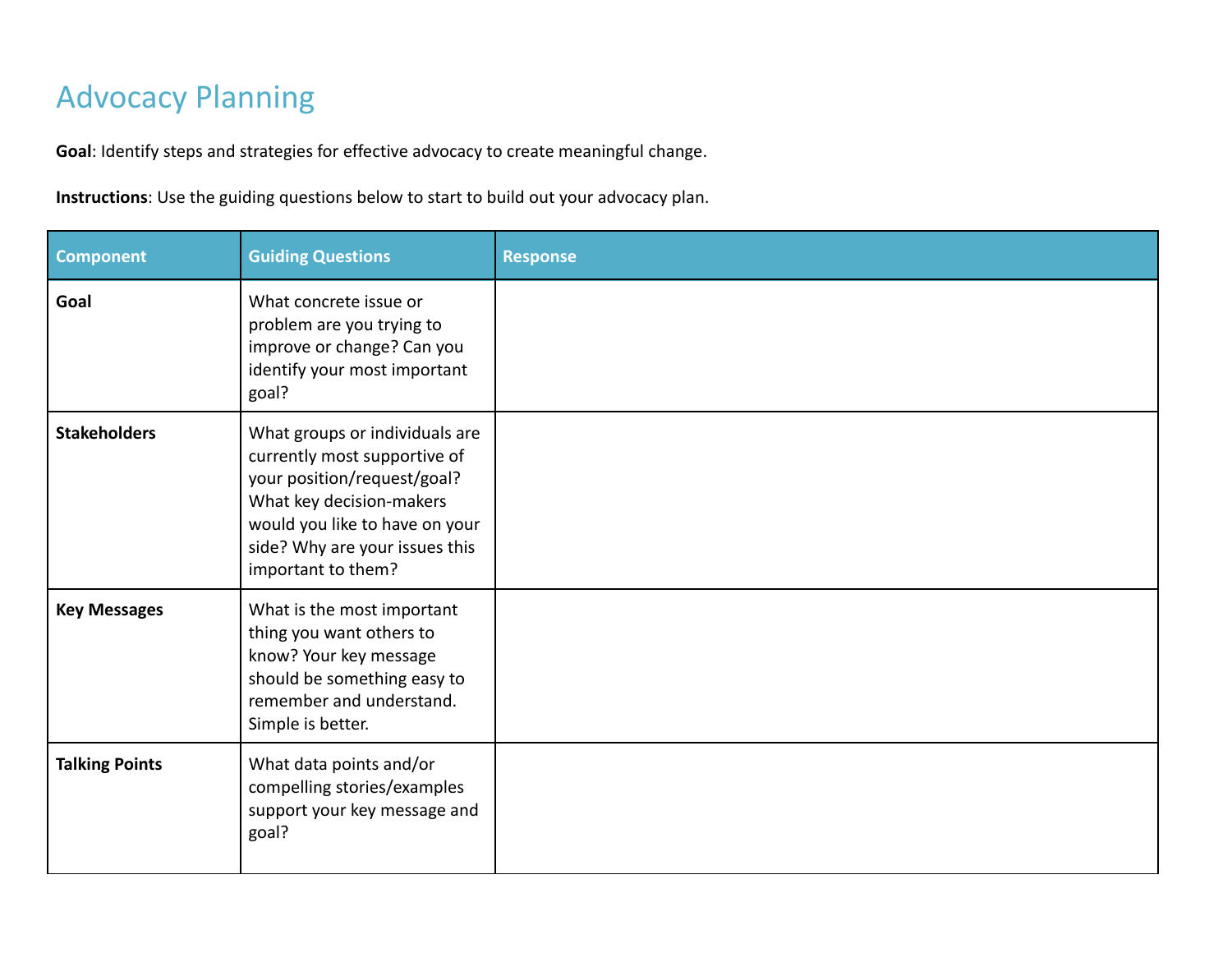# Advocacy Planning

**Goal**: Identify steps and strategies for effective advocacy to create meaningful change.

**Instructions**: Use the guiding questions below to start to build out your advocacy plan.

| Component | Guiding Questions | Response |
|---|---|---|
| **Goal** | What concrete issue or problem are you trying to improve or change? Can you identify your most important goal? | |
| **Stakeholders** | What groups or individuals are currently most supportive of your position/request/goal? What key decision-makers would you like to have on your side? Why are your issues this important to them? | |
| **Key Messages** | What is the most important thing you want others to know? Your key message should be something easy to remember and understand. Simple is better. | |
| **Talking Points** | What data points and/or compelling stories/examples support your key message and goal? | |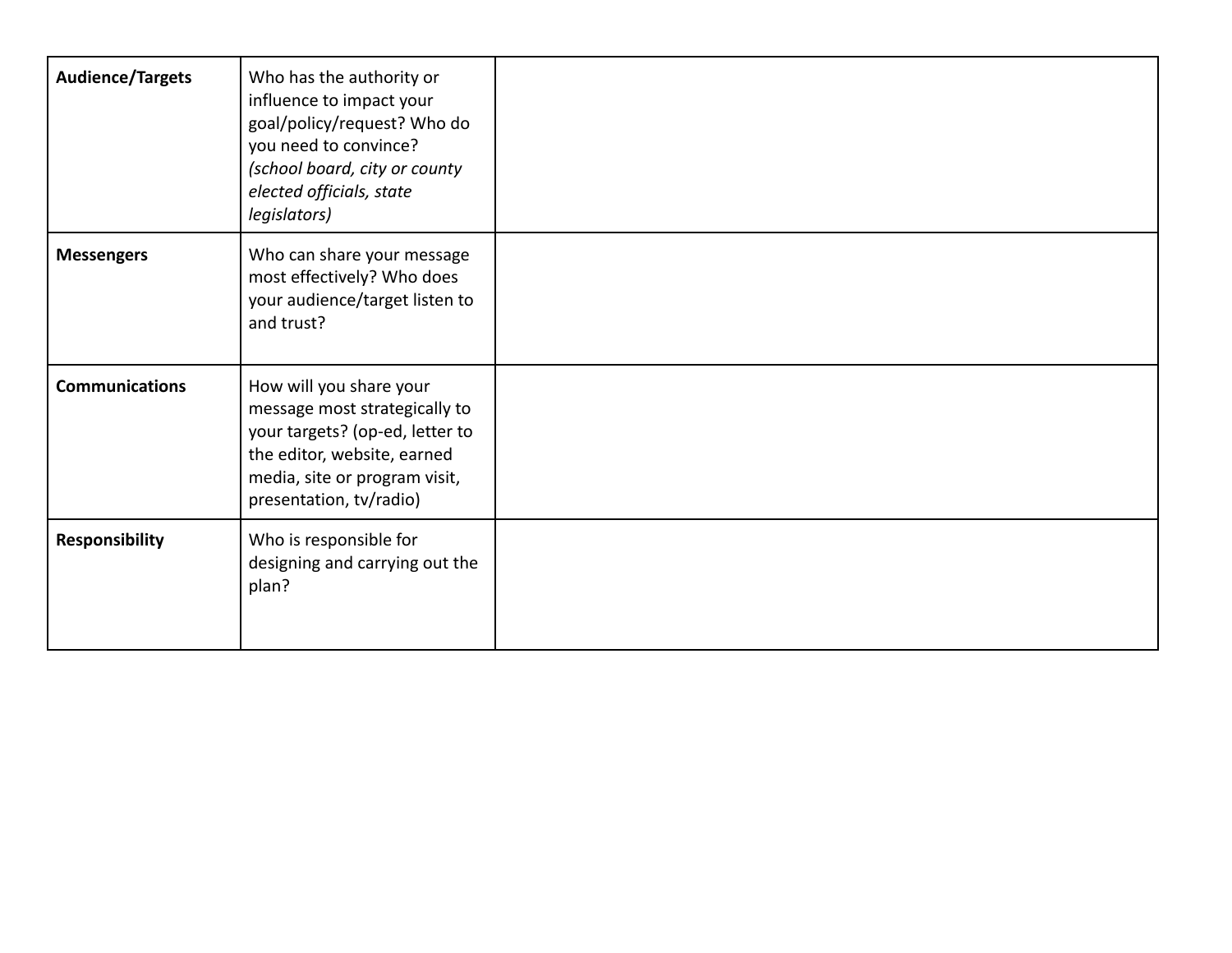| | | |
|---|---|---|
| **Audience/Targets** | Who has the authority or influence to impact your goal/policy/request? Who do you need to convince? *(school board, city or county elected officials, state legislators)* | |
| **Messengers** | Who can share your message most effectively? Who does your audience/target listen to and trust? | |
| **Communications** | How will you share your message most strategically to your targets? (op-ed, letter to the editor, website, earned media, site or program visit, presentation, tv/radio) | |
| **Responsibility** | Who is responsible for designing and carrying out the plan? | |